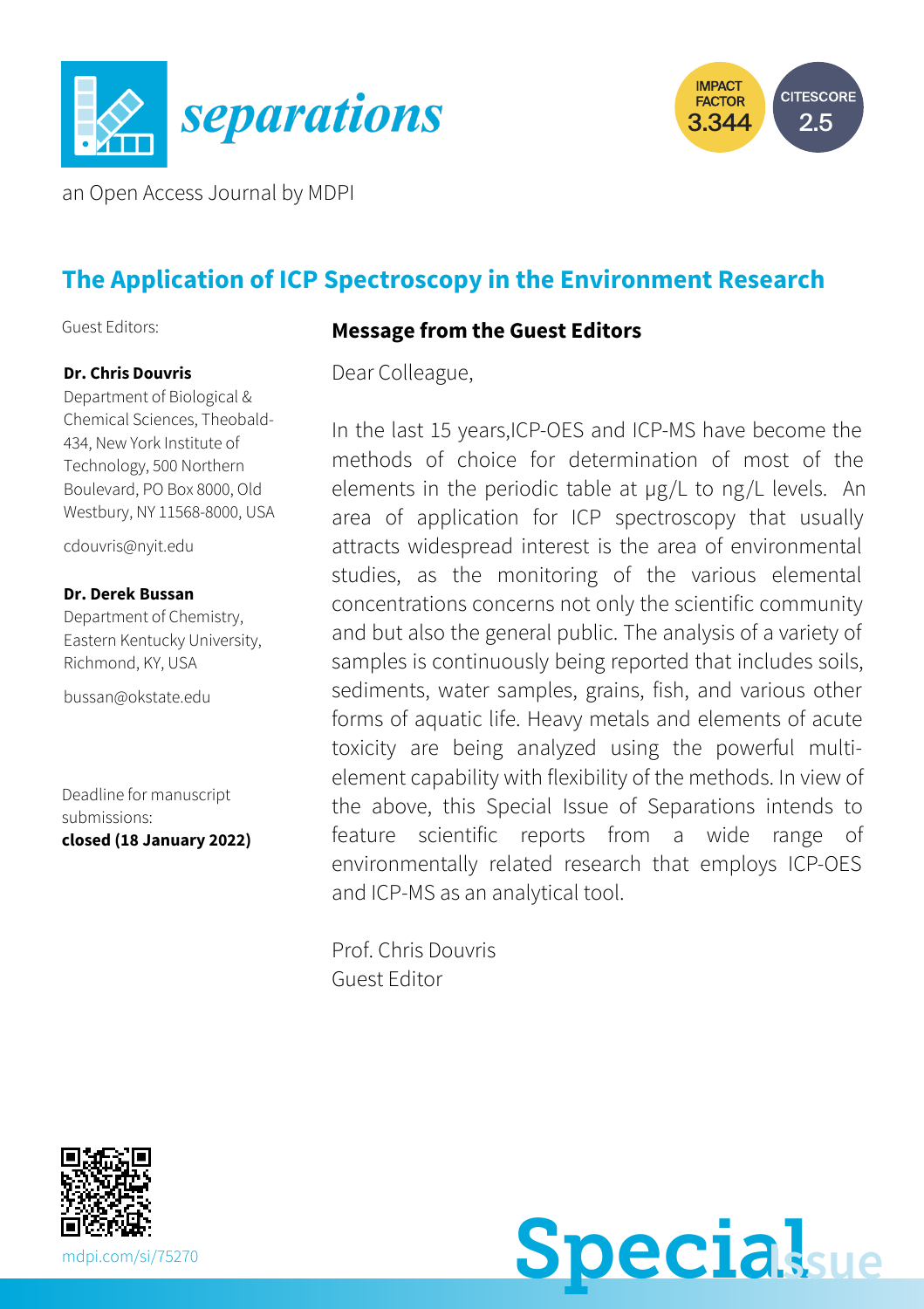# separations

an Open Access Journal by MDPI

IMPACT FACTOR 3.344

CITESCORE 2.5

## The Application of ICP Spectroscopy in the Environment Research

Guest Editors:

**Dr. Chris Douvris**
Department of Biological & Chemical Sciences, Theobald-434, New York Institute of Technology, 500 Northern Boulevard, PO Box 8000, Old Westbury, NY 11568-8000, USA

cdouvris@nyit.edu

**Dr. Derek Bussan**
Department of Chemistry, Eastern Kentucky University, Richmond, KY, USA

bussan@okstate.edu

Deadline for manuscript submissions:
**closed (18 January 2022)**

### Message from the Guest Editors

Dear Colleague,

In the last 15 years,ICP-OES and ICP-MS have become the methods of choice for determination of most of the elements in the periodic table at μg/L to ng/L levels. An area of application for ICP spectroscopy that usually attracts widespread interest is the area of environmental studies, as the monitoring of the various elemental concentrations concerns not only the scientific community and but also the general public. The analysis of a variety of samples is continuously being reported that includes soils, sediments, water samples, grains, fish, and various other forms of aquatic life. Heavy metals and elements of acute toxicity are being analyzed using the powerful multi-element capability with flexibility of the methods. In view of the above, this Special Issue of Separations intends to feature scientific reports from a wide range of environmentally related research that employs ICP-OES and ICP-MS as an analytical tool.

Prof. Chris Douvris
Guest Editor

mdpi.com/si/75270

Special Issue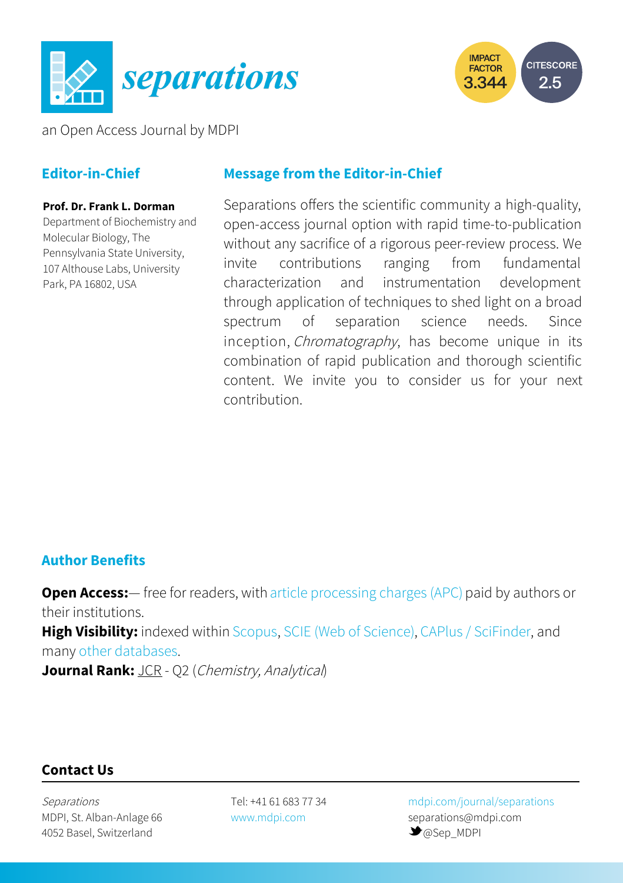# separations

IMPACT FACTOR 3.344

CITESCORE 2.5

an Open Access Journal by MDPI

## Editor-in-Chief

**Prof. Dr. Frank L. Dorman**
Department of Biochemistry and Molecular Biology, The Pennsylvania State University, 107 Althouse Labs, University Park, PA 16802, USA

## Message from the Editor-in-Chief

Separations offers the scientific community a high-quality, open-access journal option with rapid time-to-publication without any sacrifice of a rigorous peer-review process. We invite contributions ranging from fundamental characterization and instrumentation development through application of techniques to shed light on a broad spectrum of separation science needs. Since inception, *Chromatography*, has become unique in its combination of rapid publication and thorough scientific content. We invite you to consider us for your next contribution.

## Author Benefits

**Open Access:**— free for readers, with article processing charges (APC) paid by authors or their institutions.
**High Visibility:** indexed within Scopus, SCIE (Web of Science), CAPlus / SciFinder, and many other databases.
**Journal Rank:** JCR - Q2 (*Chemistry, Analytical*)

## Contact Us

*Separations*
MDPI, St. Alban-Anlage 66
4052 Basel, Switzerland

Tel: +41 61 683 77 34
www.mdpi.com

mdpi.com/journal/separations
separations@mdpi.com
@Sep_MDPI